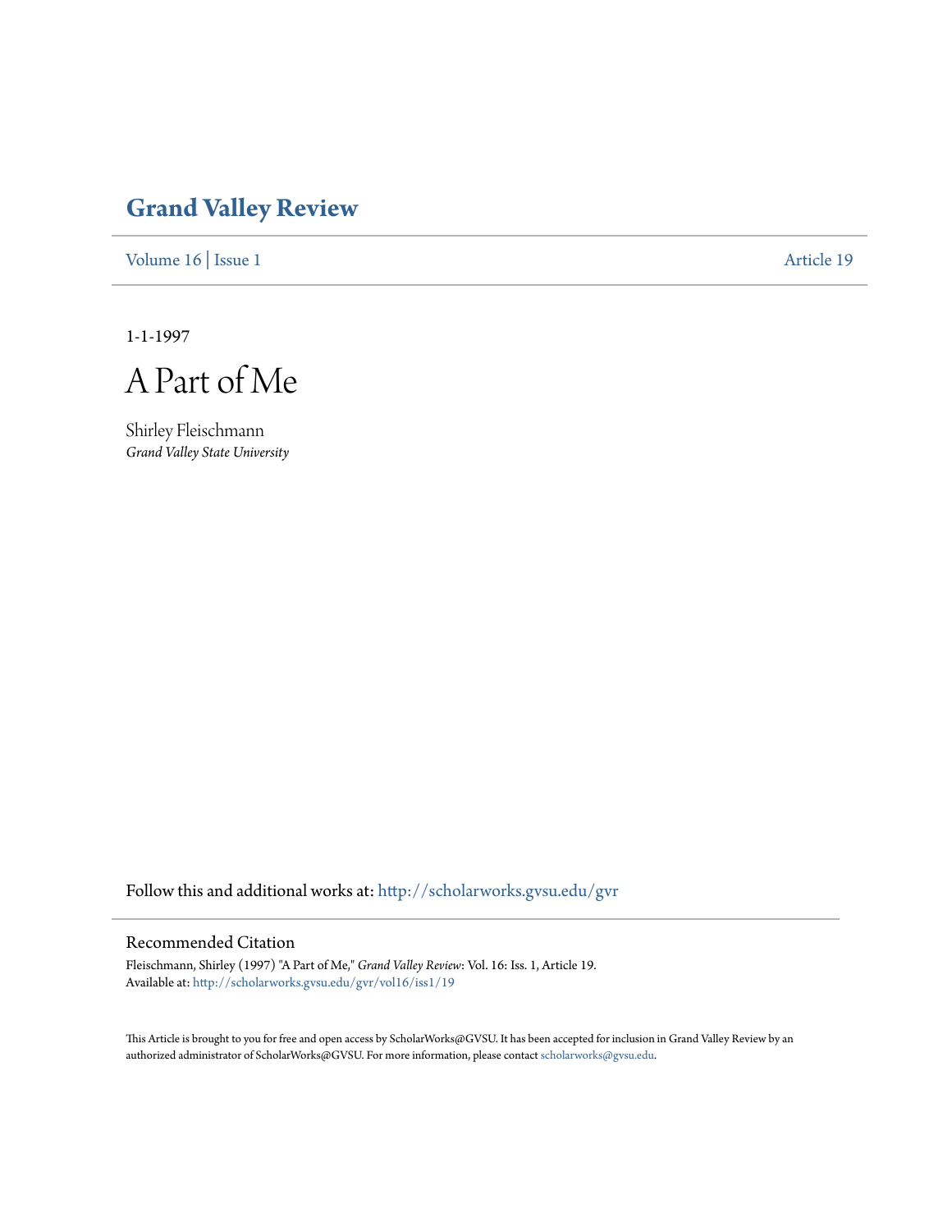# Grand Valley Review

Volume 16 | Issue 1 Article 19

1-1-1997

# A Part of Me

Shirley Fleischmann
*Grand Valley State University*

Follow this and additional works at: http://scholarworks.gvsu.edu/gvr

## Recommended Citation

Fleischmann, Shirley (1997) "A Part of Me," *Grand Valley Review*: Vol. 16: Iss. 1, Article 19.
Available at: http://scholarworks.gvsu.edu/gvr/vol16/iss1/19

This Article is brought to you for free and open access by ScholarWorks@GVSU. It has been accepted for inclusion in Grand Valley Review by an authorized administrator of ScholarWorks@GVSU. For more information, please contact scholarworks@gvsu.edu.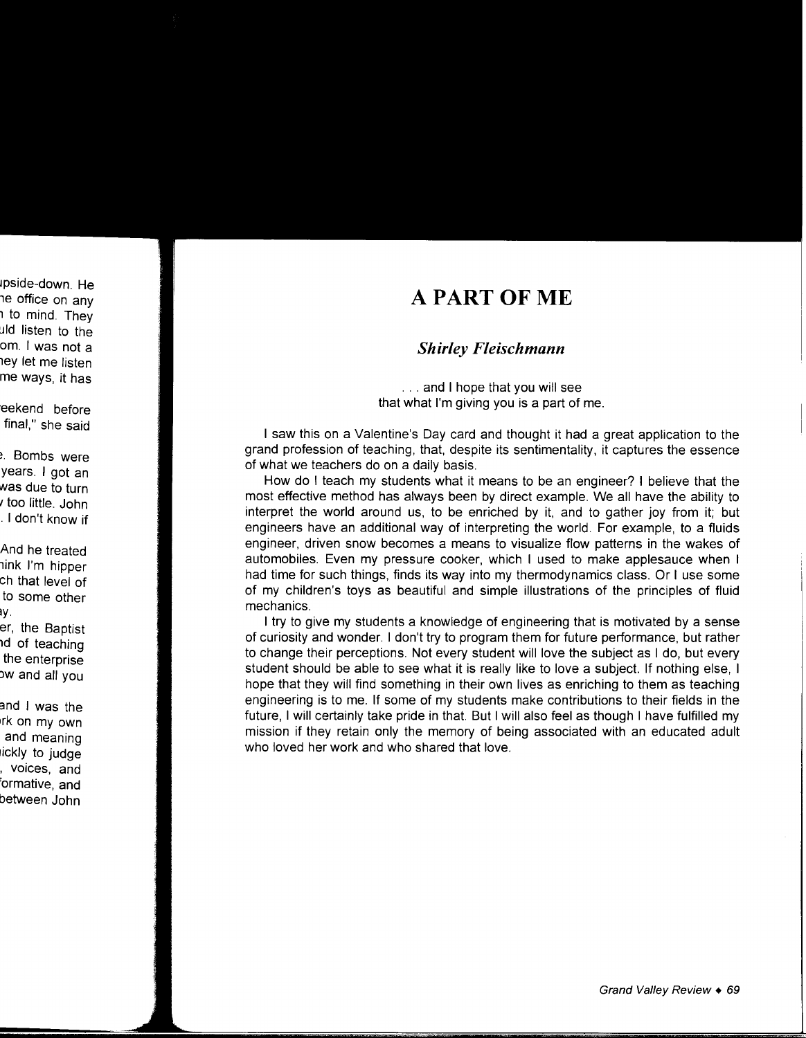# A PART OF ME

## *Shirley Fleischmann*

. . . and I hope that you will see
that what I'm giving you is a part of me.

I saw this on a Valentine's Day card and thought it had a great application to the grand profession of teaching, that, despite its sentimentality, it captures the essence of what we teachers do on a daily basis.

How do I teach my students what it means to be an engineer? I believe that the most effective method has always been by direct example. We all have the ability to interpret the world around us, to be enriched by it, and to gather joy from it; but engineers have an additional way of interpreting the world. For example, to a fluids engineer, driven snow becomes a means to visualize flow patterns in the wakes of automobiles. Even my pressure cooker, which I used to make applesauce when I had time for such things, finds its way into my thermodynamics class. Or I use some of my children's toys as beautiful and simple illustrations of the principles of fluid mechanics.

I try to give my students a knowledge of engineering that is motivated by a sense of curiosity and wonder. I don't try to program them for future performance, but rather to change their perceptions. Not every student will love the subject as I do, but every student should be able to see what it is really like to love a subject. If nothing else, I hope that they will find something in their own lives as enriching to them as teaching engineering is to me. If some of my students make contributions to their fields in the future, I will certainly take pride in that. But I will also feel as though I have fulfilled my mission if they retain only the memory of being associated with an educated adult who loved her work and who shared that love.